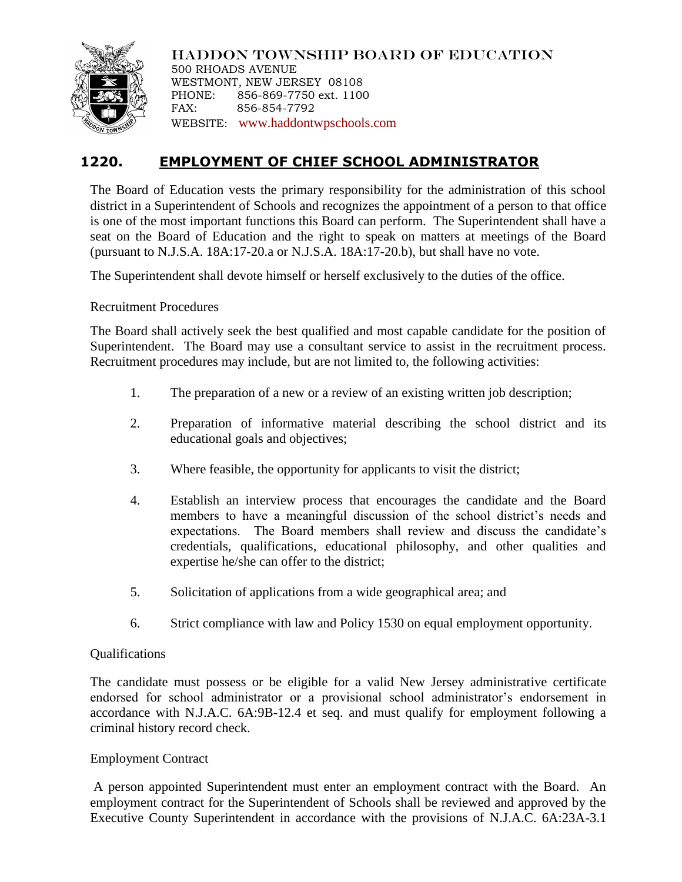HADDON TOWNSHIP BOARD OF EDUCATION
500 RHOADS AVENUE
WESTMONT, NEW JERSEY 08108
PHONE: 856-869-7750 ext. 1100
FAX: 856-854-7792
WEBSITE: www.haddontwpschools.com

# 1220. EMPLOYMENT OF CHIEF SCHOOL ADMINISTRATOR

The Board of Education vests the primary responsibility for the administration of this school district in a Superintendent of Schools and recognizes the appointment of a person to that office is one of the most important functions this Board can perform. The Superintendent shall have a seat on the Board of Education and the right to speak on matters at meetings of the Board (pursuant to N.J.S.A. 18A:17-20.a or N.J.S.A. 18A:17-20.b), but shall have no vote.

The Superintendent shall devote himself or herself exclusively to the duties of the office.

Recruitment Procedures

The Board shall actively seek the best qualified and most capable candidate for the position of Superintendent. The Board may use a consultant service to assist in the recruitment process. Recruitment procedures may include, but are not limited to, the following activities:

1. The preparation of a new or a review of an existing written job description;
2. Preparation of informative material describing the school district and its educational goals and objectives;
3. Where feasible, the opportunity for applicants to visit the district;
4. Establish an interview process that encourages the candidate and the Board members to have a meaningful discussion of the school district's needs and expectations. The Board members shall review and discuss the candidate's credentials, qualifications, educational philosophy, and other qualities and expertise he/she can offer to the district;
5. Solicitation of applications from a wide geographical area; and
6. Strict compliance with law and Policy 1530 on equal employment opportunity.

Qualifications

The candidate must possess or be eligible for a valid New Jersey administrative certificate endorsed for school administrator or a provisional school administrator's endorsement in accordance with N.J.A.C. 6A:9B-12.4 et seq. and must qualify for employment following a criminal history record check.

Employment Contract

A person appointed Superintendent must enter an employment contract with the Board. An employment contract for the Superintendent of Schools shall be reviewed and approved by the Executive County Superintendent in accordance with the provisions of N.J.A.C. 6A:23A-3.1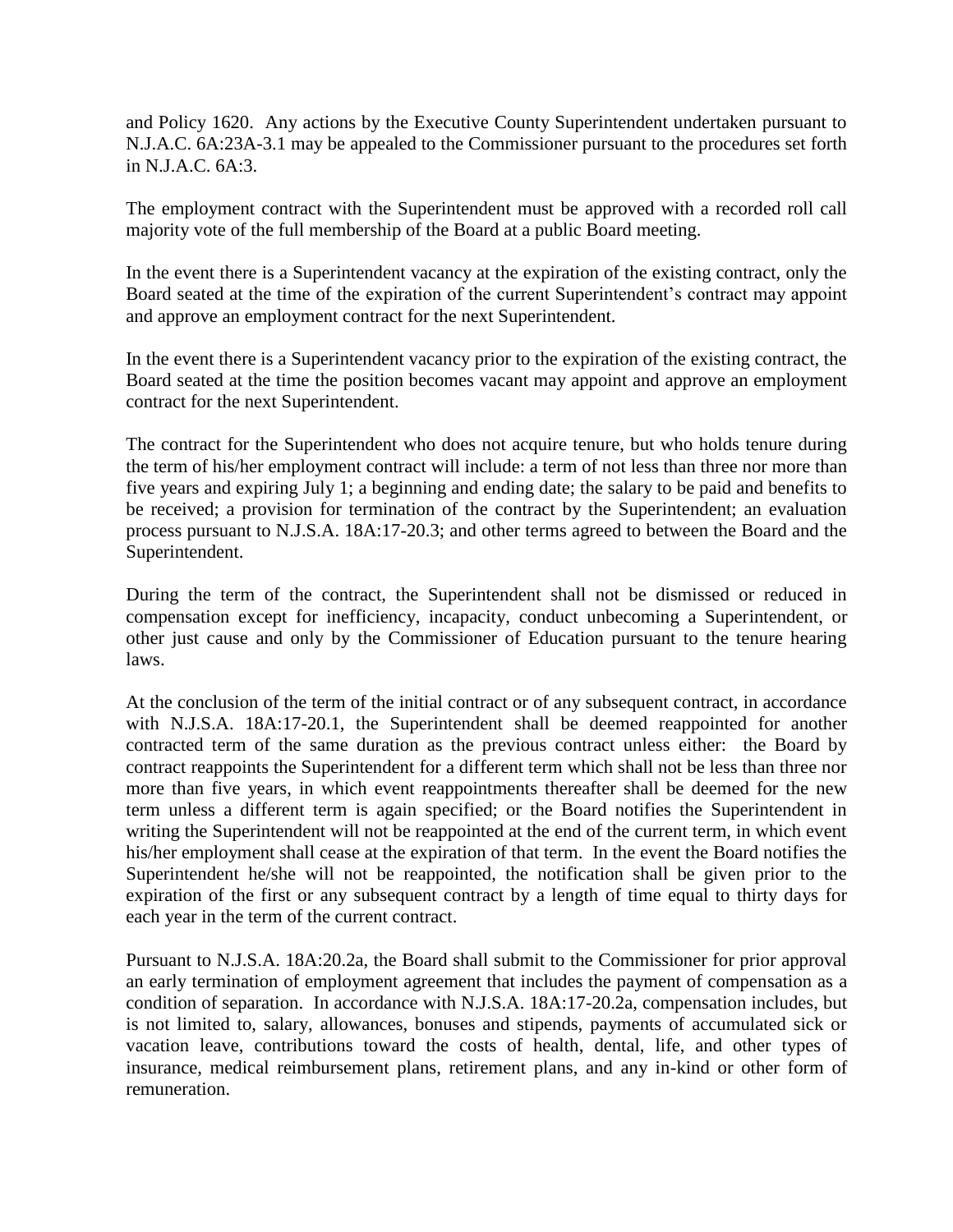and Policy 1620. Any actions by the Executive County Superintendent undertaken pursuant to N.J.A.C. 6A:23A-3.1 may be appealed to the Commissioner pursuant to the procedures set forth in N.J.A.C. 6A:3.

The employment contract with the Superintendent must be approved with a recorded roll call majority vote of the full membership of the Board at a public Board meeting.

In the event there is a Superintendent vacancy at the expiration of the existing contract, only the Board seated at the time of the expiration of the current Superintendent's contract may appoint and approve an employment contract for the next Superintendent.

In the event there is a Superintendent vacancy prior to the expiration of the existing contract, the Board seated at the time the position becomes vacant may appoint and approve an employment contract for the next Superintendent.

The contract for the Superintendent who does not acquire tenure, but who holds tenure during the term of his/her employment contract will include: a term of not less than three nor more than five years and expiring July 1; a beginning and ending date; the salary to be paid and benefits to be received; a provision for termination of the contract by the Superintendent; an evaluation process pursuant to N.J.S.A. 18A:17-20.3; and other terms agreed to between the Board and the Superintendent.

During the term of the contract, the Superintendent shall not be dismissed or reduced in compensation except for inefficiency, incapacity, conduct unbecoming a Superintendent, or other just cause and only by the Commissioner of Education pursuant to the tenure hearing laws.

At the conclusion of the term of the initial contract or of any subsequent contract, in accordance with N.J.S.A. 18A:17-20.1, the Superintendent shall be deemed reappointed for another contracted term of the same duration as the previous contract unless either: the Board by contract reappoints the Superintendent for a different term which shall not be less than three nor more than five years, in which event reappointments thereafter shall be deemed for the new term unless a different term is again specified; or the Board notifies the Superintendent in writing the Superintendent will not be reappointed at the end of the current term, in which event his/her employment shall cease at the expiration of that term. In the event the Board notifies the Superintendent he/she will not be reappointed, the notification shall be given prior to the expiration of the first or any subsequent contract by a length of time equal to thirty days for each year in the term of the current contract.

Pursuant to N.J.S.A. 18A:20.2a, the Board shall submit to the Commissioner for prior approval an early termination of employment agreement that includes the payment of compensation as a condition of separation. In accordance with N.J.S.A. 18A:17-20.2a, compensation includes, but is not limited to, salary, allowances, bonuses and stipends, payments of accumulated sick or vacation leave, contributions toward the costs of health, dental, life, and other types of insurance, medical reimbursement plans, retirement plans, and any in-kind or other form of remuneration.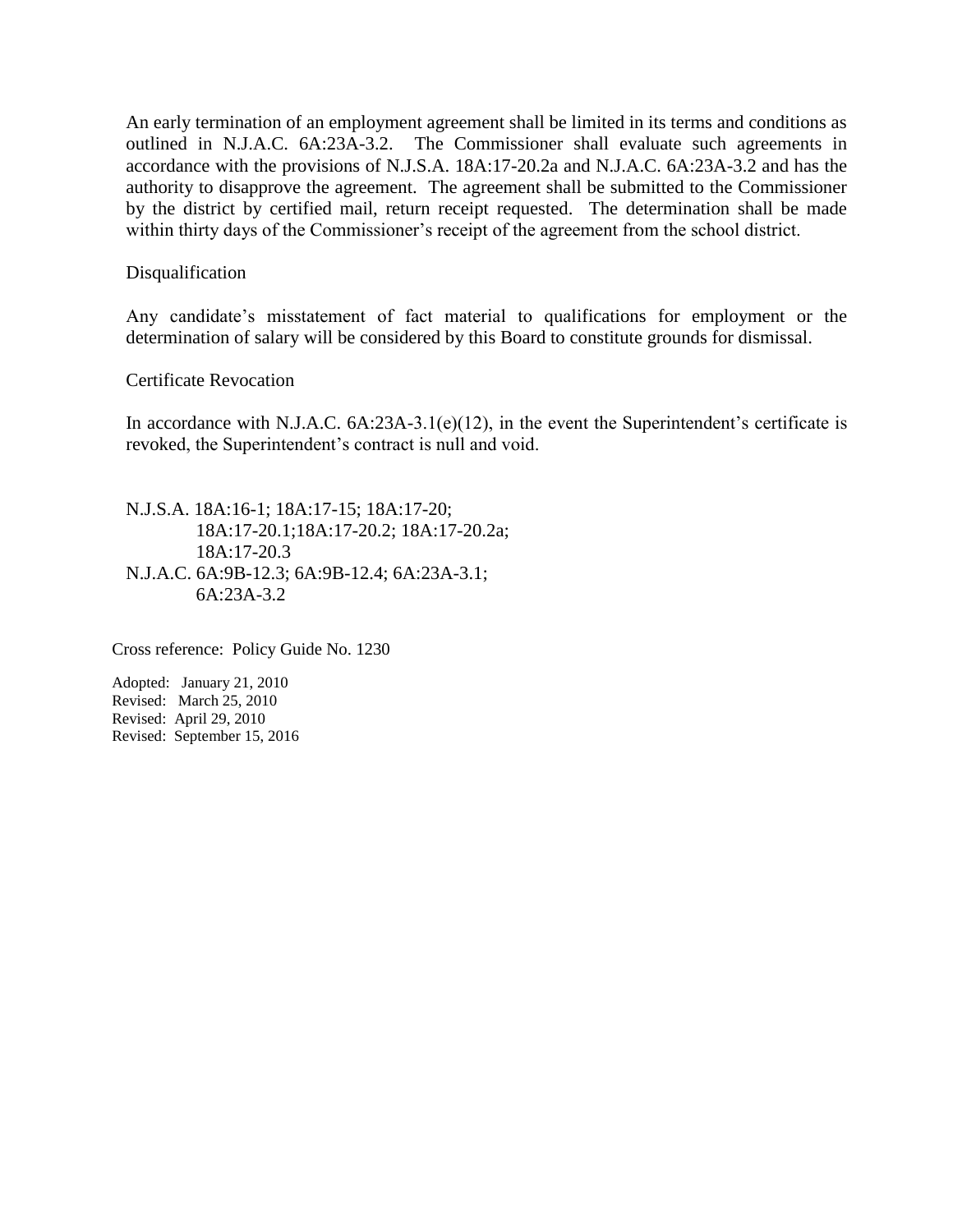An early termination of an employment agreement shall be limited in its terms and conditions as outlined in N.J.A.C. 6A:23A-3.2. The Commissioner shall evaluate such agreements in accordance with the provisions of N.J.S.A. 18A:17-20.2a and N.J.A.C. 6A:23A-3.2 and has the authority to disapprove the agreement. The agreement shall be submitted to the Commissioner by the district by certified mail, return receipt requested. The determination shall be made within thirty days of the Commissioner's receipt of the agreement from the school district.

Disqualification

Any candidate's misstatement of fact material to qualifications for employment or the determination of salary will be considered by this Board to constitute grounds for dismissal.

Certificate Revocation

In accordance with N.J.A.C. 6A:23A-3.1(e)(12), in the event the Superintendent's certificate is revoked, the Superintendent's contract is null and void.

N.J.S.A. 18A:16-1; 18A:17-15; 18A:17-20;
18A:17-20.1;18A:17-20.2; 18A:17-20.2a;
18A:17-20.3
N.J.A.C. 6A:9B-12.3; 6A:9B-12.4; 6A:23A-3.1;
6A:23A-3.2

Cross reference: Policy Guide No. 1230

Adopted: January 21, 2010
Revised: March 25, 2010
Revised: April 29, 2010
Revised: September 15, 2016